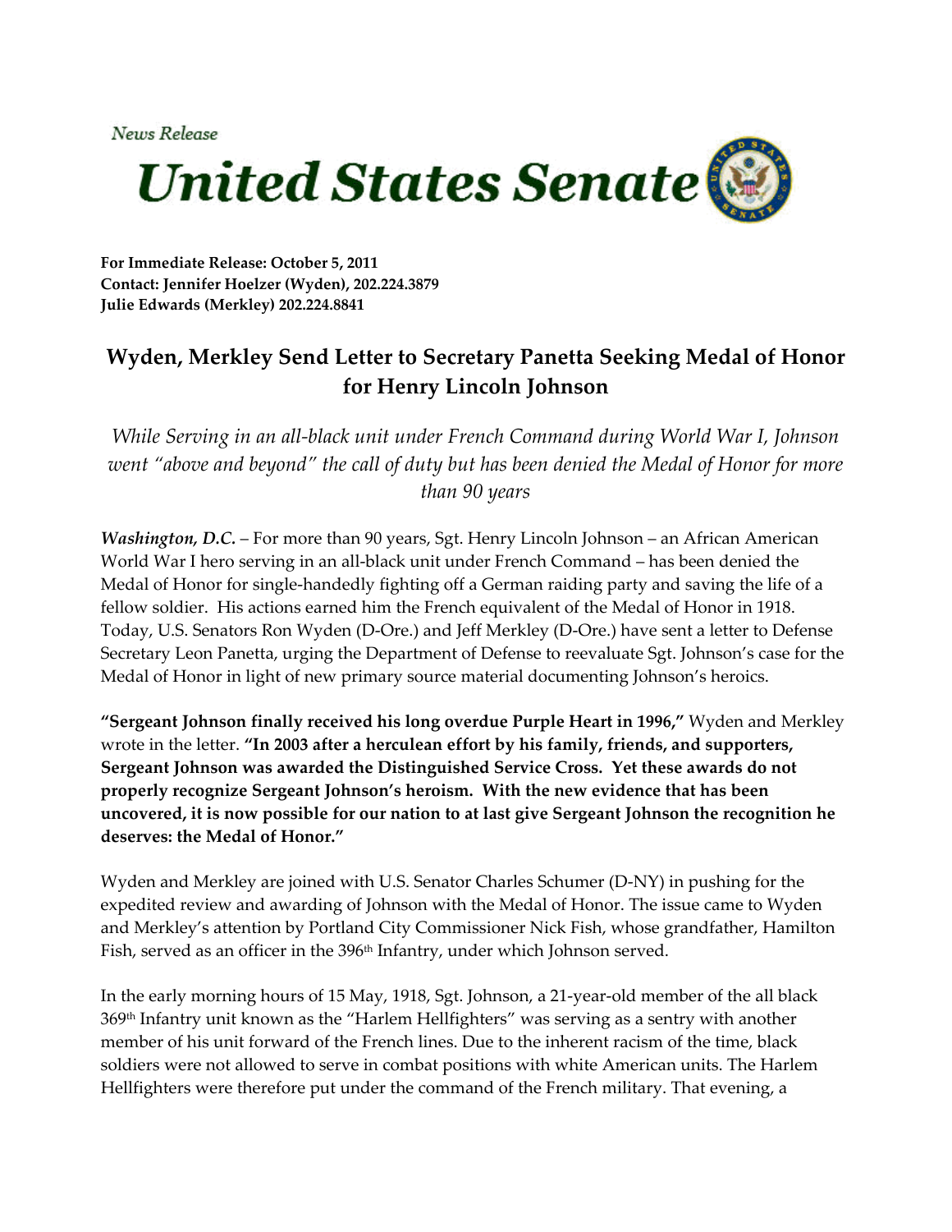*News Release*

# United States Senate

**For Immediate Release: October 5, 2011**
**Contact: Jennifer Hoelzer (Wyden), 202.224.3879**
**Julie Edwards (Merkley) 202.224.8841**

## Wyden, Merkley Send Letter to Secretary Panetta Seeking Medal of Honor for Henry Lincoln Johnson

*While Serving in an all-black unit under French Command during World War I, Johnson went "above and beyond" the call of duty but has been denied the Medal of Honor for more than 90 years*

***Washington, D.C.*** – For more than 90 years, Sgt. Henry Lincoln Johnson – an African American World War I hero serving in an all-black unit under French Command – has been denied the Medal of Honor for single-handedly fighting off a German raiding party and saving the life of a fellow soldier. His actions earned him the French equivalent of the Medal of Honor in 1918. Today, U.S. Senators Ron Wyden (D-Ore.) and Jeff Merkley (D-Ore.) have sent a letter to Defense Secretary Leon Panetta, urging the Department of Defense to reevaluate Sgt. Johnson's case for the Medal of Honor in light of new primary source material documenting Johnson's heroics.

**"Sergeant Johnson finally received his long overdue Purple Heart in 1996,"** Wyden and Merkley wrote in the letter. **"In 2003 after a herculean effort by his family, friends, and supporters, Sergeant Johnson was awarded the Distinguished Service Cross. Yet these awards do not properly recognize Sergeant Johnson's heroism. With the new evidence that has been uncovered, it is now possible for our nation to at last give Sergeant Johnson the recognition he deserves: the Medal of Honor."**

Wyden and Merkley are joined with U.S. Senator Charles Schumer (D-NY) in pushing for the expedited review and awarding of Johnson with the Medal of Honor. The issue came to Wyden and Merkley's attention by Portland City Commissioner Nick Fish, whose grandfather, Hamilton Fish, served as an officer in the 396th Infantry, under which Johnson served.

In the early morning hours of 15 May, 1918, Sgt. Johnson, a 21-year-old member of the all black 369th Infantry unit known as the "Harlem Hellfighters" was serving as a sentry with another member of his unit forward of the French lines. Due to the inherent racism of the time, black soldiers were not allowed to serve in combat positions with white American units. The Harlem Hellfighters were therefore put under the command of the French military. That evening, a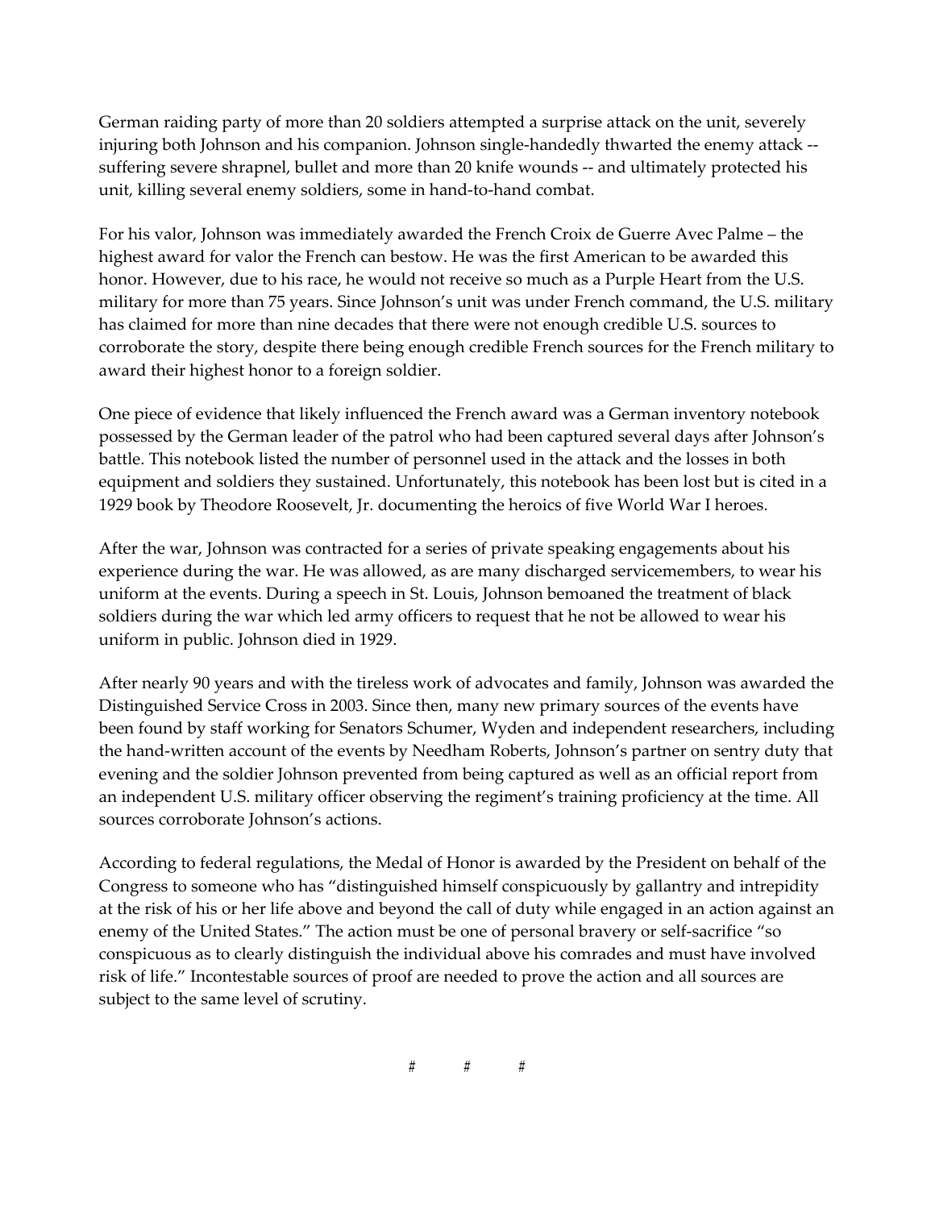German raiding party of more than 20 soldiers attempted a surprise attack on the unit, severely injuring both Johnson and his companion. Johnson single-handedly thwarted the enemy attack -- suffering severe shrapnel, bullet and more than 20 knife wounds -- and ultimately protected his unit, killing several enemy soldiers, some in hand-to-hand combat.

For his valor, Johnson was immediately awarded the French Croix de Guerre Avec Palme – the highest award for valor the French can bestow. He was the first American to be awarded this honor. However, due to his race, he would not receive so much as a Purple Heart from the U.S. military for more than 75 years. Since Johnson's unit was under French command, the U.S. military has claimed for more than nine decades that there were not enough credible U.S. sources to corroborate the story, despite there being enough credible French sources for the French military to award their highest honor to a foreign soldier.

One piece of evidence that likely influenced the French award was a German inventory notebook possessed by the German leader of the patrol who had been captured several days after Johnson's battle. This notebook listed the number of personnel used in the attack and the losses in both equipment and soldiers they sustained. Unfortunately, this notebook has been lost but is cited in a 1929 book by Theodore Roosevelt, Jr. documenting the heroics of five World War I heroes.

After the war, Johnson was contracted for a series of private speaking engagements about his experience during the war. He was allowed, as are many discharged servicemembers, to wear his uniform at the events. During a speech in St. Louis, Johnson bemoaned the treatment of black soldiers during the war which led army officers to request that he not be allowed to wear his uniform in public. Johnson died in 1929.

After nearly 90 years and with the tireless work of advocates and family, Johnson was awarded the Distinguished Service Cross in 2003. Since then, many new primary sources of the events have been found by staff working for Senators Schumer, Wyden and independent researchers, including the hand-written account of the events by Needham Roberts, Johnson's partner on sentry duty that evening and the soldier Johnson prevented from being captured as well as an official report from an independent U.S. military officer observing the regiment's training proficiency at the time. All sources corroborate Johnson's actions.

According to federal regulations, the Medal of Honor is awarded by the President on behalf of the Congress to someone who has "distinguished himself conspicuously by gallantry and intrepidity at the risk of his or her life above and beyond the call of duty while engaged in an action against an enemy of the United States." The action must be one of personal bravery or self-sacrifice "so conspicuous as to clearly distinguish the individual above his comrades and must have involved risk of life." Incontestable sources of proof are needed to prove the action and all sources are subject to the same level of scrutiny.

# # #